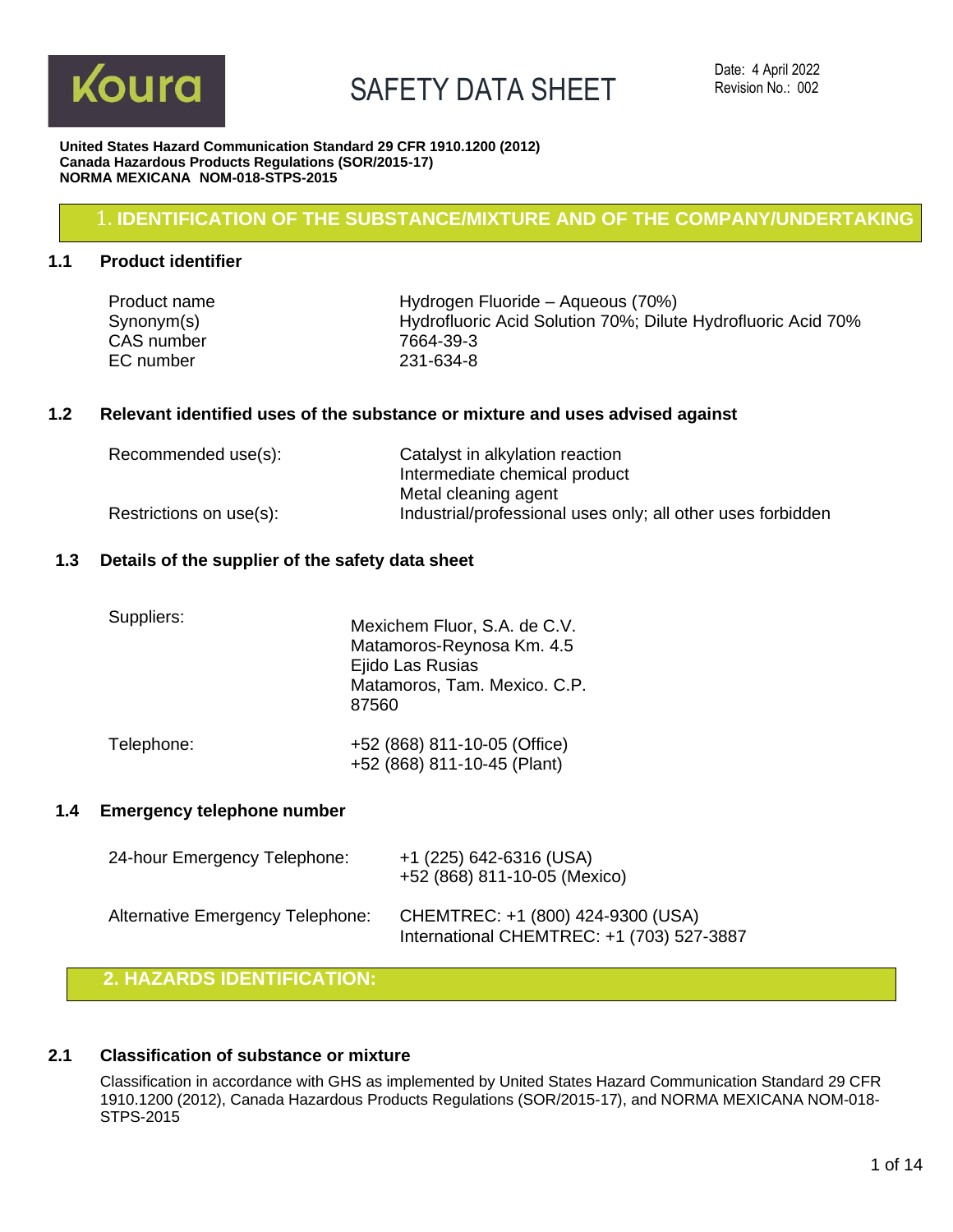Koura

# SAFETY DATA SHEET

Date: 4 April 2022
Revision No.: 002

**United States Hazard Communication Standard 29 CFR 1910.1200 (2012)**
**Canada Hazardous Products Regulations (SOR/2015-17)**
**NORMA MEXICANA NOM-018-STPS-2015**

## 1. IDENTIFICATION OF THE SUBSTANCE/MIXTURE AND OF THE COMPANY/UNDERTAKING

### 1.1 Product identifier

| | |
|---|---|
| Product name | Hydrogen Fluoride – Aqueous (70%) |
| Synonym(s) | Hydrofluoric Acid Solution 70%; Dilute Hydrofluoric Acid 70% |
| CAS number | 7664-39-3 |
| EC number | 231-634-8 |

### 1.2 Relevant identified uses of the substance or mixture and uses advised against

| | |
|---|---|
| Recommended use(s): | Catalyst in alkylation reaction<br>Intermediate chemical product<br>Metal cleaning agent |
| Restrictions on use(s): | Industrial/professional uses only; all other uses forbidden |

### 1.3 Details of the supplier of the safety data sheet

| | |
|---|---|
| Suppliers: | Mexichem Fluor, S.A. de C.V.<br>Matamoros-Reynosa Km. 4.5<br>Ejido Las Rusias<br>Matamoros, Tam. Mexico. C.P. 87560 |
| Telephone: | +52 (868) 811-10-05 (Office)<br>+52 (868) 811-10-45 (Plant) |

### 1.4 Emergency telephone number

| | |
|---|---|
| 24-hour Emergency Telephone: | +1 (225) 642-6316 (USA)<br>+52 (868) 811-10-05 (Mexico) |
| Alternative Emergency Telephone: | CHEMTREC: +1 (800) 424-9300 (USA)<br>International CHEMTREC: +1 (703) 527-3887 |

## 2. HAZARDS IDENTIFICATION:

### 2.1 Classification of substance or mixture

Classification in accordance with GHS as implemented by United States Hazard Communication Standard 29 CFR 1910.1200 (2012), Canada Hazardous Products Regulations (SOR/2015-17), and NORMA MEXICANA NOM-018-STPS-2015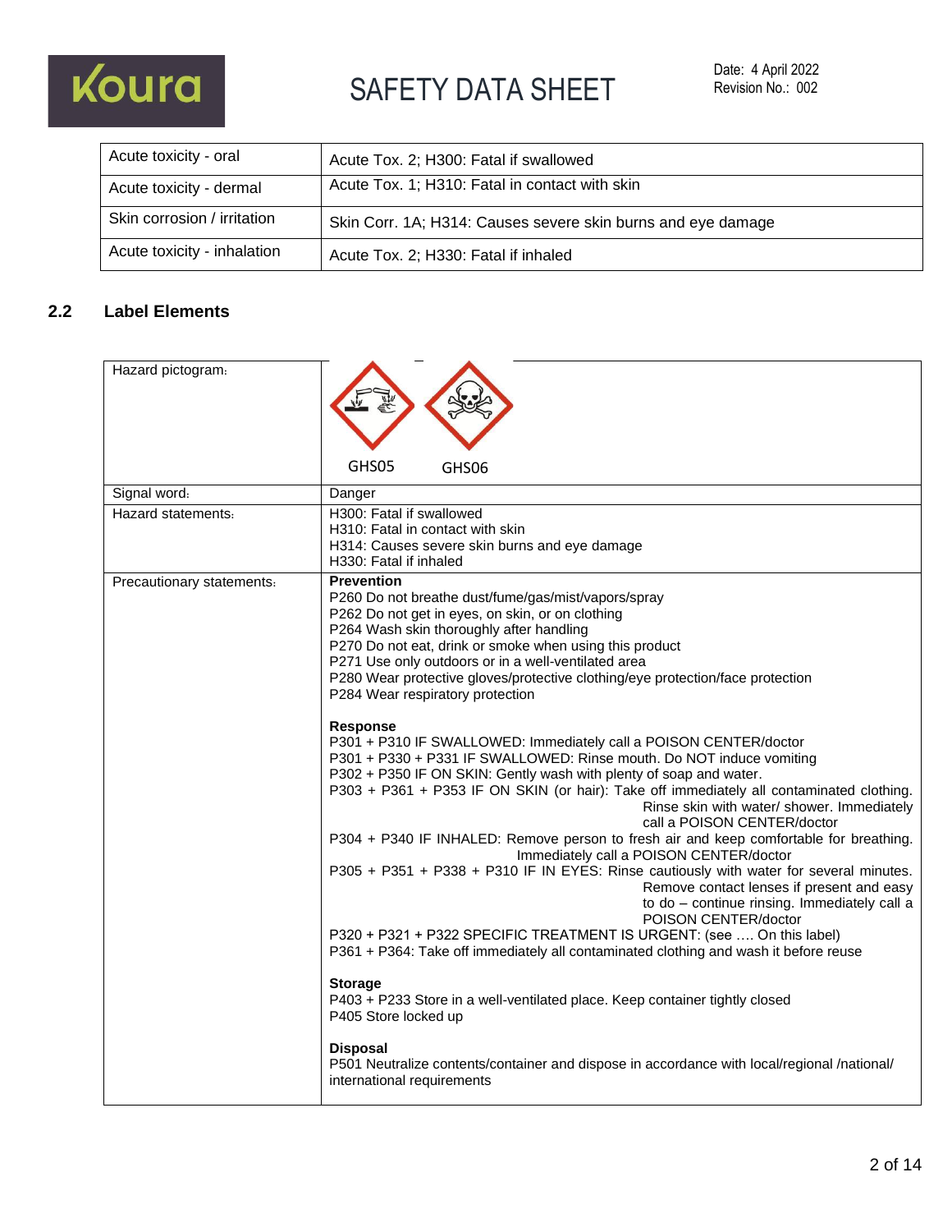| Acute toxicity - oral | Acute Tox. 2; H300: Fatal if swallowed |
|---|---|
| Acute toxicity - dermal | Acute Tox. 1; H310: Fatal in contact with skin |
| Skin corrosion / irritation | Skin Corr. 1A; H314: Causes severe skin burns and eye damage |
| Acute toxicity - inhalation | Acute Tox. 2; H330: Fatal if inhaled |

## 2.2 Label Elements

| | |
|---|---|
| Hazard pictogram: | GHS05 GHS06 |
| Signal word: | Danger |
| Hazard statements: | H300: Fatal if swallowed<br>H310: Fatal in contact with skin<br>H314: Causes severe skin burns and eye damage<br>H330: Fatal if inhaled |
| Precautionary statements: | **Prevention**<br>P260 Do not breathe dust/fume/gas/mist/vapors/spray<br>P262 Do not get in eyes, on skin, or on clothing<br>P264 Wash skin thoroughly after handling<br>P270 Do not eat, drink or smoke when using this product<br>P271 Use only outdoors or in a well-ventilated area<br>P280 Wear protective gloves/protective clothing/eye protection/face protection<br>P284 Wear respiratory protection<br><br>**Response**<br>P301 + P310 IF SWALLOWED: Immediately call a POISON CENTER/doctor<br>P301 + P330 + P331 IF SWALLOWED: Rinse mouth. Do NOT induce vomiting<br>P302 + P350 IF ON SKIN: Gently wash with plenty of soap and water.<br>P303 + P361 + P353 IF ON SKIN (or hair): Take off immediately all contaminated clothing. Rinse skin with water/ shower. Immediately call a POISON CENTER/doctor<br>P304 + P340 IF INHALED: Remove person to fresh air and keep comfortable for breathing. Immediately call a POISON CENTER/doctor<br>P305 + P351 + P338 + P310 IF IN EYES: Rinse cautiously with water for several minutes. Remove contact lenses if present and easy to do – continue rinsing. Immediately call a POISON CENTER/doctor<br>P320 + P321 + P322 SPECIFIC TREATMENT IS URGENT: (see …. On this label)<br>P361 + P364: Take off immediately all contaminated clothing and wash it before reuse<br><br>**Storage**<br>P403 + P233 Store in a well-ventilated place. Keep container tightly closed<br>P405 Store locked up<br><br>**Disposal**<br>P501 Neutralize contents/container and dispose in accordance with local/regional /national/ international requirements |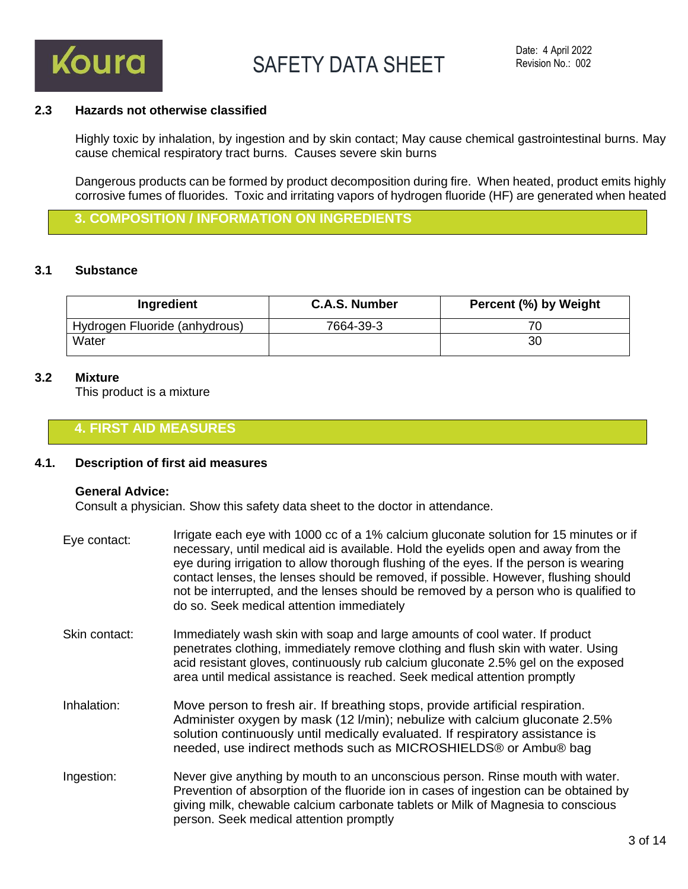### 2.3 Hazards not otherwise classified

Highly toxic by inhalation, by ingestion and by skin contact; May cause chemical gastrointestinal burns. May cause chemical respiratory tract burns. Causes severe skin burns

Dangerous products can be formed by product decomposition during fire. When heated, product emits highly corrosive fumes of fluorides. Toxic and irritating vapors of hydrogen fluoride (HF) are generated when heated

## 3. COMPOSITION / INFORMATION ON INGREDIENTS

### 3.1 Substance

| Ingredient | C.A.S. Number | Percent (%) by Weight |
|---|---|---|
| Hydrogen Fluoride (anhydrous) | 7664-39-3 | 70 |
| Water | | 30 |

### 3.2 Mixture

This product is a mixture

## 4. FIRST AID MEASURES

### 4.1. Description of first aid measures

**General Advice:**
Consult a physician. Show this safety data sheet to the doctor in attendance.

Eye contact: Irrigate each eye with 1000 cc of a 1% calcium gluconate solution for 15 minutes or if necessary, until medical aid is available. Hold the eyelids open and away from the eye during irrigation to allow thorough flushing of the eyes. If the person is wearing contact lenses, the lenses should be removed, if possible. However, flushing should not be interrupted, and the lenses should be removed by a person who is qualified to do so. Seek medical attention immediately

Skin contact: Immediately wash skin with soap and large amounts of cool water. If product penetrates clothing, immediately remove clothing and flush skin with water. Using acid resistant gloves, continuously rub calcium gluconate 2.5% gel on the exposed area until medical assistance is reached. Seek medical attention promptly

Inhalation: Move person to fresh air. If breathing stops, provide artificial respiration. Administer oxygen by mask (12 l/min); nebulize with calcium gluconate 2.5% solution continuously until medically evaluated. If respiratory assistance is needed, use indirect methods such as MICROSHIELDS® or Ambu® bag

Ingestion: Never give anything by mouth to an unconscious person. Rinse mouth with water. Prevention of absorption of the fluoride ion in cases of ingestion can be obtained by giving milk, chewable calcium carbonate tablets or Milk of Magnesia to conscious person. Seek medical attention promptly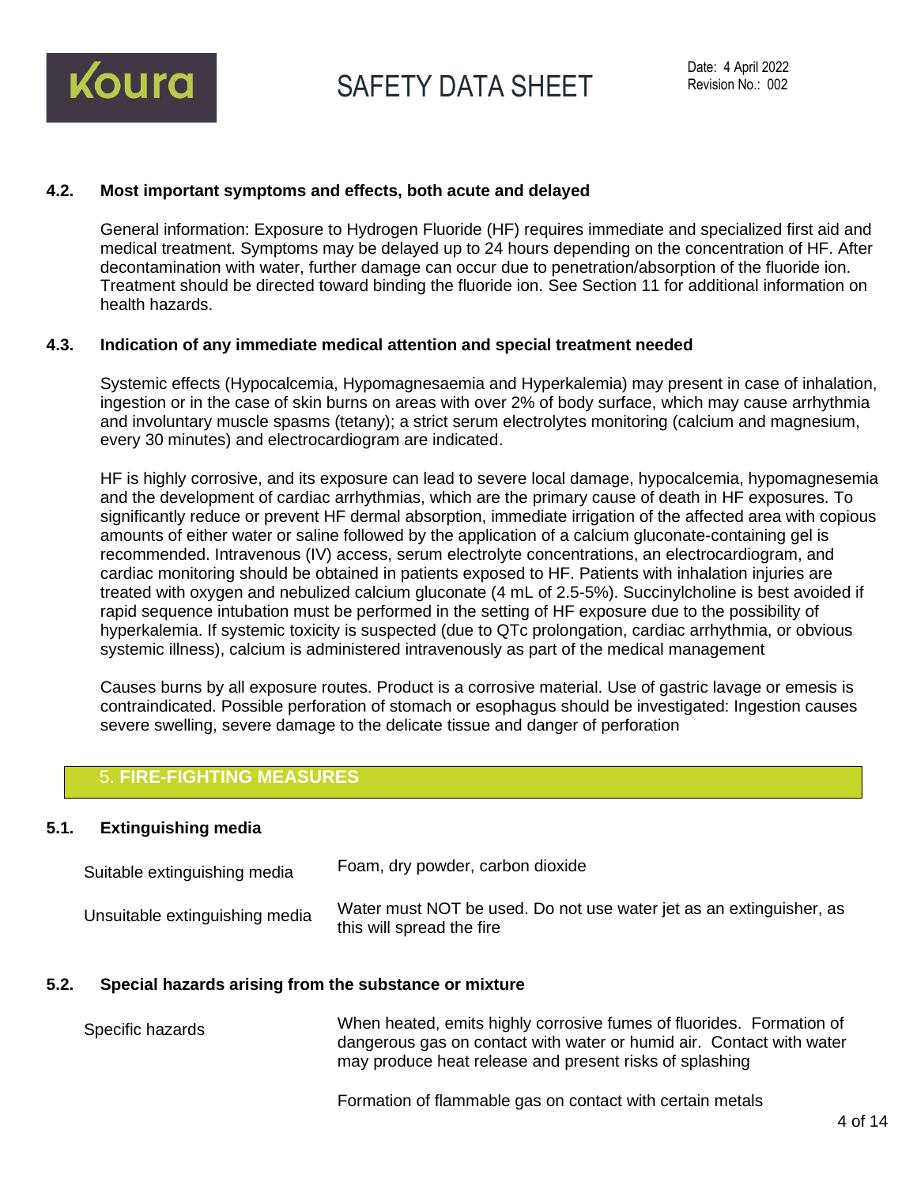### 4.2. Most important symptoms and effects, both acute and delayed

General information: Exposure to Hydrogen Fluoride (HF) requires immediate and specialized first aid and medical treatment. Symptoms may be delayed up to 24 hours depending on the concentration of HF. After decontamination with water, further damage can occur due to penetration/absorption of the fluoride ion. Treatment should be directed toward binding the fluoride ion. See Section 11 for additional information on health hazards.

### 4.3. Indication of any immediate medical attention and special treatment needed

Systemic effects (Hypocalcemia, Hypomagnesaemia and Hyperkalemia) may present in case of inhalation, ingestion or in the case of skin burns on areas with over 2% of body surface, which may cause arrhythmia and involuntary muscle spasms (tetany); a strict serum electrolytes monitoring (calcium and magnesium, every 30 minutes) and electrocardiogram are indicated.

HF is highly corrosive, and its exposure can lead to severe local damage, hypocalcemia, hypomagnesemia and the development of cardiac arrhythmias, which are the primary cause of death in HF exposures. To significantly reduce or prevent HF dermal absorption, immediate irrigation of the affected area with copious amounts of either water or saline followed by the application of a calcium gluconate-containing gel is recommended. Intravenous (IV) access, serum electrolyte concentrations, an electrocardiogram, and cardiac monitoring should be obtained in patients exposed to HF. Patients with inhalation injuries are treated with oxygen and nebulized calcium gluconate (4 mL of 2.5-5%). Succinylcholine is best avoided if rapid sequence intubation must be performed in the setting of HF exposure due to the possibility of hyperkalemia. If systemic toxicity is suspected (due to QTc prolongation, cardiac arrhythmia, or obvious systemic illness), calcium is administered intravenously as part of the medical management

Causes burns by all exposure routes. Product is a corrosive material. Use of gastric lavage or emesis is contraindicated. Possible perforation of stomach or esophagus should be investigated: Ingestion causes severe swelling, severe damage to the delicate tissue and danger of perforation

## 5. FIRE-FIGHTING MEASURES

### 5.1. Extinguishing media

| | |
|---|---|
| Suitable extinguishing media | Foam, dry powder, carbon dioxide |
| Unsuitable extinguishing media | Water must NOT be used. Do not use water jet as an extinguisher, as this will spread the fire |

### 5.2. Special hazards arising from the substance or mixture

| | |
|---|---|
| Specific hazards | When heated, emits highly corrosive fumes of fluorides. Formation of dangerous gas on contact with water or humid air. Contact with water may produce heat release and present risks of splashing<br><br>Formation of flammable gas on contact with certain metals |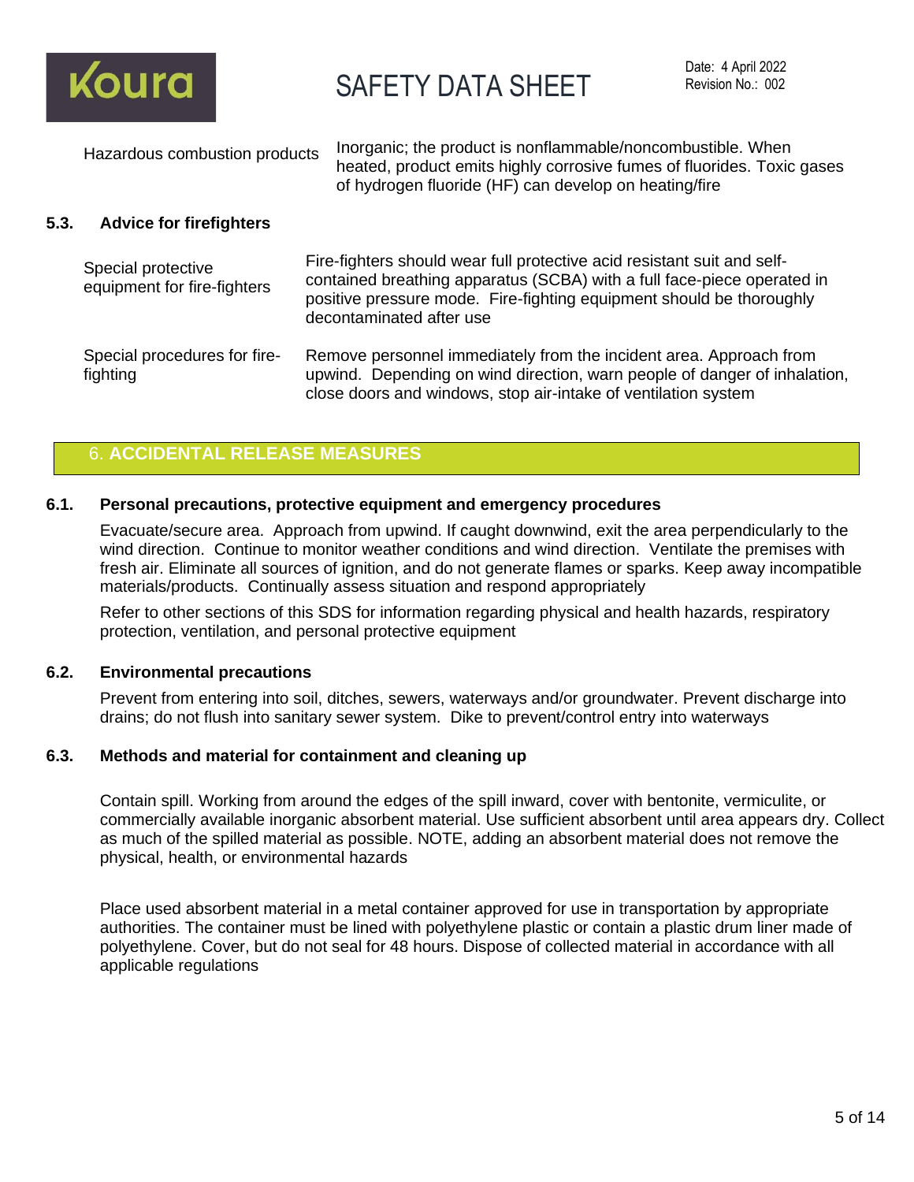| | |
|---|---|
| Hazardous combustion products | Inorganic; the product is nonflammable/noncombustible. When heated, product emits highly corrosive fumes of fluorides. Toxic gases of hydrogen fluoride (HF) can develop on heating/fire |

### 5.3. Advice for firefighters

| | |
|---|---|
| Special protective equipment for fire-fighters | Fire-fighters should wear full protective acid resistant suit and self-contained breathing apparatus (SCBA) with a full face-piece operated in positive pressure mode. Fire-fighting equipment should be thoroughly decontaminated after use |
| Special procedures for fire-fighting | Remove personnel immediately from the incident area. Approach from upwind. Depending on wind direction, warn people of danger of inhalation, close doors and windows, stop air-intake of ventilation system |

## 6. ACCIDENTAL RELEASE MEASURES

### 6.1. Personal precautions, protective equipment and emergency procedures

Evacuate/secure area. Approach from upwind. If caught downwind, exit the area perpendicularly to the wind direction. Continue to monitor weather conditions and wind direction. Ventilate the premises with fresh air. Eliminate all sources of ignition, and do not generate flames or sparks. Keep away incompatible materials/products. Continually assess situation and respond appropriately

Refer to other sections of this SDS for information regarding physical and health hazards, respiratory protection, ventilation, and personal protective equipment

### 6.2. Environmental precautions

Prevent from entering into soil, ditches, sewers, waterways and/or groundwater. Prevent discharge into drains; do not flush into sanitary sewer system. Dike to prevent/control entry into waterways

### 6.3. Methods and material for containment and cleaning up

Contain spill. Working from around the edges of the spill inward, cover with bentonite, vermiculite, or commercially available inorganic absorbent material. Use sufficient absorbent until area appears dry. Collect as much of the spilled material as possible. NOTE, adding an absorbent material does not remove the physical, health, or environmental hazards

Place used absorbent material in a metal container approved for use in transportation by appropriate authorities. The container must be lined with polyethylene plastic or contain a plastic drum liner made of polyethylene. Cover, but do not seal for 48 hours. Dispose of collected material in accordance with all applicable regulations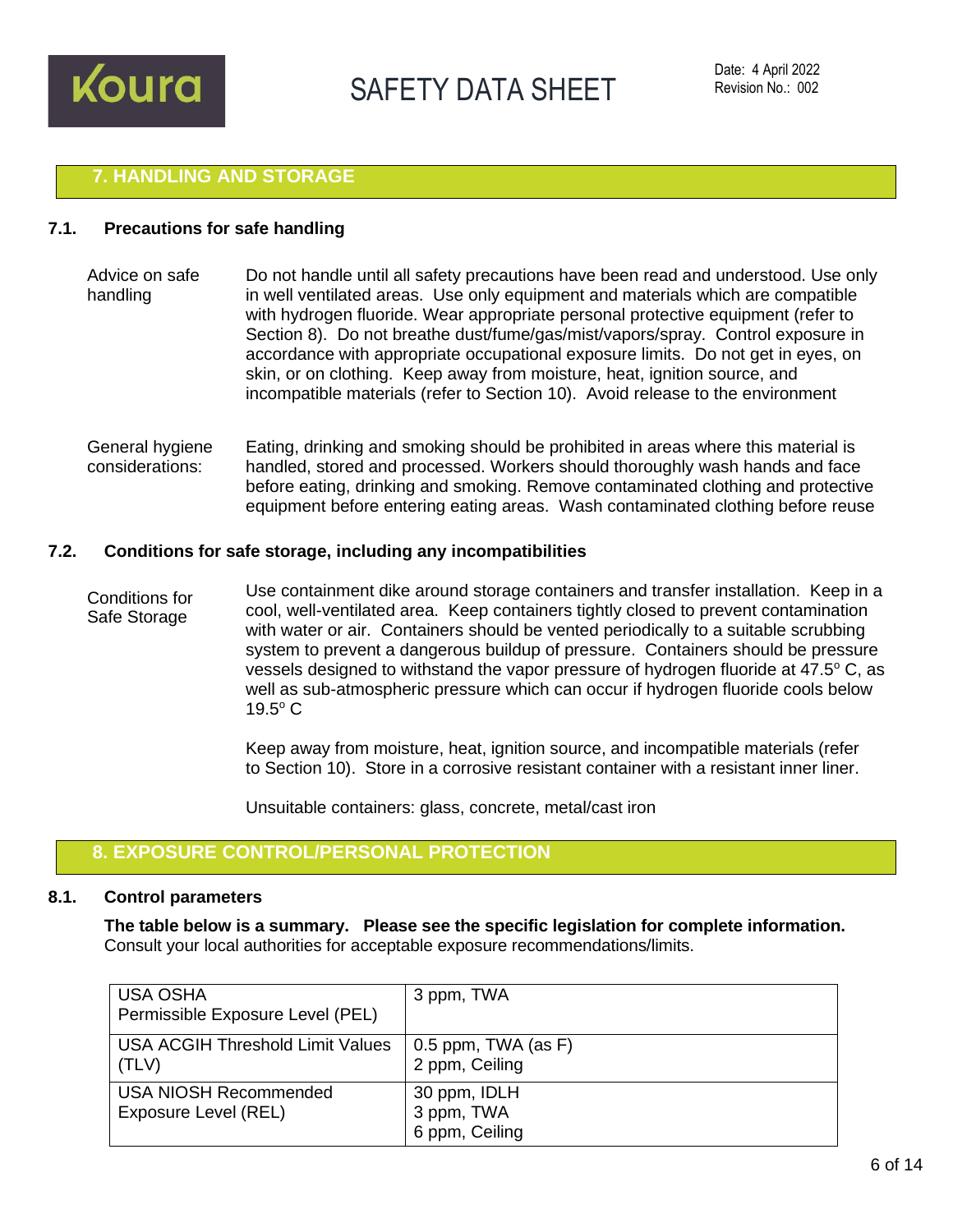## 7. HANDLING AND STORAGE

### 7.1. Precautions for safe handling

| | |
|---|---|
| Advice on safe handling | Do not handle until all safety precautions have been read and understood. Use only in well ventilated areas. Use only equipment and materials which are compatible with hydrogen fluoride. Wear appropriate personal protective equipment (refer to Section 8). Do not breathe dust/fume/gas/mist/vapors/spray. Control exposure in accordance with appropriate occupational exposure limits. Do not get in eyes, on skin, or on clothing. Keep away from moisture, heat, ignition source, and incompatible materials (refer to Section 10). Avoid release to the environment |
| General hygiene considerations: | Eating, drinking and smoking should be prohibited in areas where this material is handled, stored and processed. Workers should thoroughly wash hands and face before eating, drinking and smoking. Remove contaminated clothing and protective equipment before entering eating areas. Wash contaminated clothing before reuse |

### 7.2. Conditions for safe storage, including any incompatibilities

**Conditions for Safe Storage**

Use containment dike around storage containers and transfer installation. Keep in a cool, well-ventilated area. Keep containers tightly closed to prevent contamination with water or air. Containers should be vented periodically to a suitable scrubbing system to prevent a dangerous buildup of pressure. Containers should be pressure vessels designed to withstand the vapor pressure of hydrogen fluoride at 47.5$^{o}$ C, as well as sub-atmospheric pressure which can occur if hydrogen fluoride cools below 19.5$^{o}$ C

Keep away from moisture, heat, ignition source, and incompatible materials (refer to Section 10). Store in a corrosive resistant container with a resistant inner liner.

Unsuitable containers: glass, concrete, metal/cast iron

## 8. EXPOSURE CONTROL/PERSONAL PROTECTION

### 8.1. Control parameters

**The table below is a summary. Please see the specific legislation for complete information.**
Consult your local authorities for acceptable exposure recommendations/limits.

| | |
|---|---|
| USA OSHA Permissible Exposure Level (PEL) | 3 ppm, TWA |
| USA ACGIH Threshold Limit Values (TLV) | 0.5 ppm, TWA (as F)<br>2 ppm, Ceiling |
| USA NIOSH Recommended Exposure Level (REL) | 30 ppm, IDLH<br>3 ppm, TWA<br>6 ppm, Ceiling |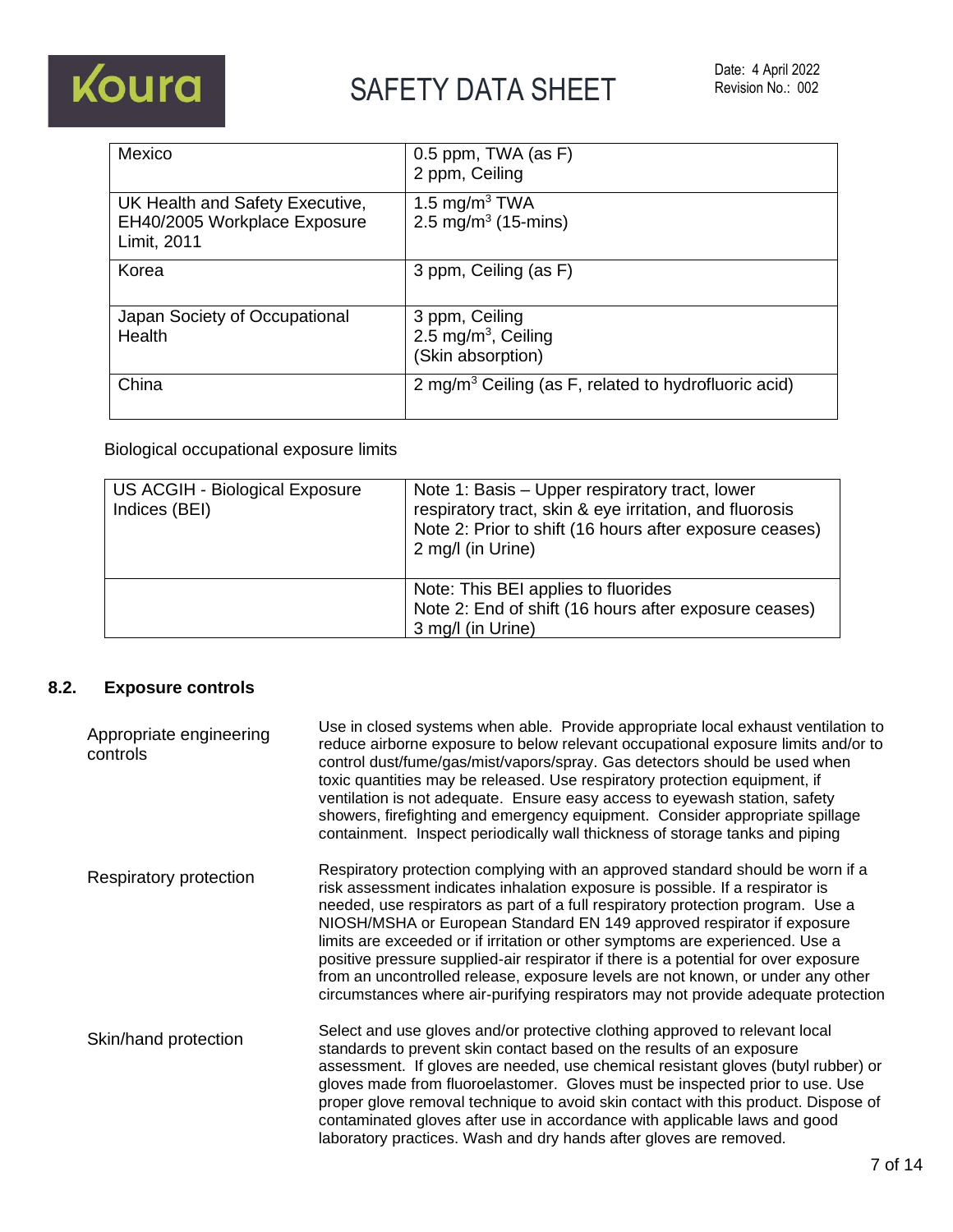| | |
|---|---|
| Mexico | 0.5 ppm, TWA (as F)<br>2 ppm, Ceiling |
| UK Health and Safety Executive, EH40/2005 Workplace Exposure Limit, 2011 | 1.5 mg/m$^3$ TWA<br>2.5 mg/m$^3$ (15-mins) |
| Korea | 3 ppm, Ceiling (as F) |
| Japan Society of Occupational Health | 3 ppm, Ceiling<br>2.5 mg/m$^3$, Ceiling<br>(Skin absorption) |
| China | 2 mg/m$^3$ Ceiling (as F, related to hydrofluoric acid) |

Biological occupational exposure limits

| | |
|---|---|
| US ACGIH - Biological Exposure Indices (BEI) | Note 1: Basis – Upper respiratory tract, lower respiratory tract, skin & eye irritation, and fluorosis<br>Note 2: Prior to shift (16 hours after exposure ceases)<br>2 mg/l (in Urine) |
| | Note: This BEI applies to fluorides<br>Note 2: End of shift (16 hours after exposure ceases)<br>3 mg/l (in Urine) |

## 8.2. Exposure controls

| | |
|---|---|
| Appropriate engineering controls | Use in closed systems when able. Provide appropriate local exhaust ventilation to reduce airborne exposure to below relevant occupational exposure limits and/or to control dust/fume/gas/mist/vapors/spray. Gas detectors should be used when toxic quantities may be released. Use respiratory protection equipment, if ventilation is not adequate. Ensure easy access to eyewash station, safety showers, firefighting and emergency equipment. Consider appropriate spillage containment. Inspect periodically wall thickness of storage tanks and piping |
| Respiratory protection | Respiratory protection complying with an approved standard should be worn if a risk assessment indicates inhalation exposure is possible. If a respirator is needed, use respirators as part of a full respiratory protection program. Use a NIOSH/MSHA or European Standard EN 149 approved respirator if exposure limits are exceeded or if irritation or other symptoms are experienced. Use a positive pressure supplied-air respirator if there is a potential for over exposure from an uncontrolled release, exposure levels are not known, or under any other circumstances where air-purifying respirators may not provide adequate protection |
| Skin/hand protection | Select and use gloves and/or protective clothing approved to relevant local standards to prevent skin contact based on the results of an exposure assessment. If gloves are needed, use chemical resistant gloves (butyl rubber) or gloves made from fluoroelastomer. Gloves must be inspected prior to use. Use proper glove removal technique to avoid skin contact with this product. Dispose of contaminated gloves after use in accordance with applicable laws and good laboratory practices. Wash and dry hands after gloves are removed. |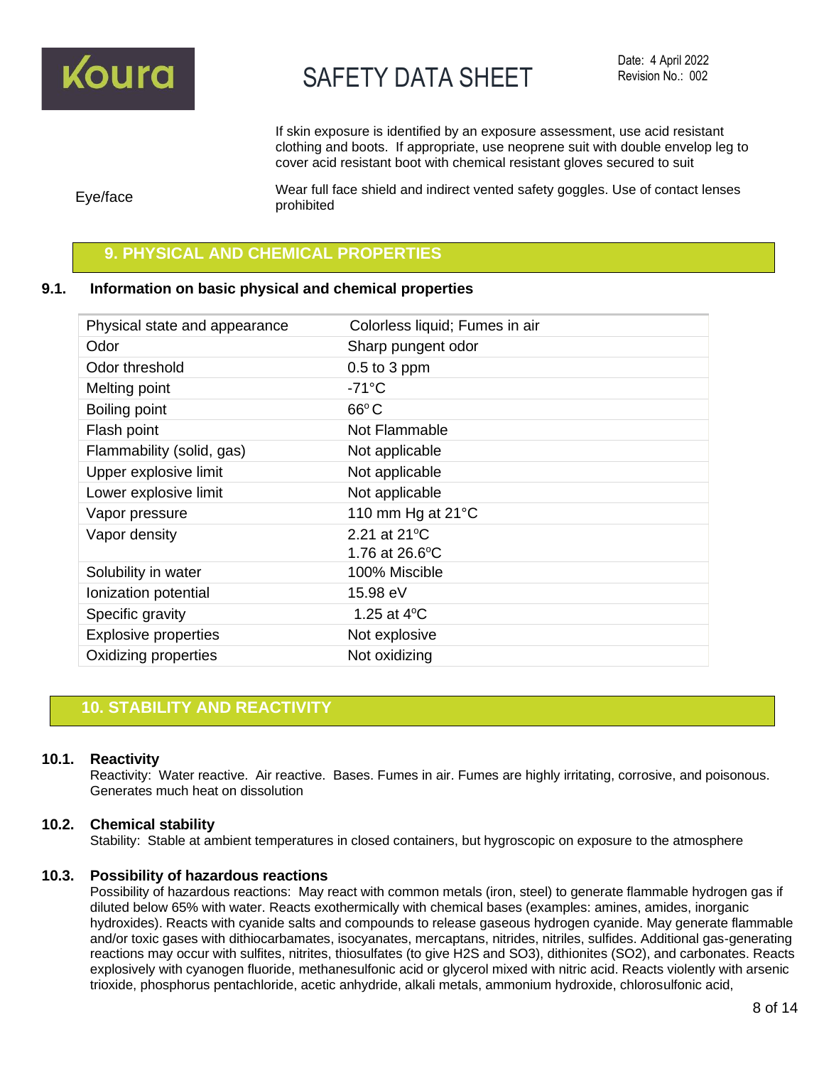If skin exposure is identified by an exposure assessment, use acid resistant clothing and boots. If appropriate, use neoprene suit with double envelop leg to cover acid resistant boot with chemical resistant gloves secured to suit

Eye/face

Wear full face shield and indirect vented safety goggles. Use of contact lenses prohibited

## 9. PHYSICAL AND CHEMICAL PROPERTIES

### 9.1. Information on basic physical and chemical properties

| Property | Value |
|---|---|
| Physical state and appearance | Colorless liquid; Fumes in air |
| Odor | Sharp pungent odor |
| Odor threshold | 0.5 to 3 ppm |
| Melting point | -71°C |
| Boiling point | 66° C |
| Flash point | Not Flammable |
| Flammability (solid, gas) | Not applicable |
| Upper explosive limit | Not applicable |
| Lower explosive limit | Not applicable |
| Vapor pressure | 110 mm Hg at 21°C |
| Vapor density | 2.21 at 21°C<br>1.76 at 26.6°C |
| Solubility in water | 100% Miscible |
| Ionization potential | 15.98 eV |
| Specific gravity | 1.25 at 4°C |
| Explosive properties | Not explosive |
| Oxidizing properties | Not oxidizing |

## 10. STABILITY AND REACTIVITY

### 10.1. Reactivity

Reactivity: Water reactive. Air reactive. Bases. Fumes in air. Fumes are highly irritating, corrosive, and poisonous. Generates much heat on dissolution

### 10.2. Chemical stability

Stability: Stable at ambient temperatures in closed containers, but hygroscopic on exposure to the atmosphere

### 10.3. Possibility of hazardous reactions

Possibility of hazardous reactions: May react with common metals (iron, steel) to generate flammable hydrogen gas if diluted below 65% with water. Reacts exothermically with chemical bases (examples: amines, amides, inorganic hydroxides). Reacts with cyanide salts and compounds to release gaseous hydrogen cyanide. May generate flammable and/or toxic gases with dithiocarbamates, isocyanates, mercaptans, nitrides, nitriles, sulfides. Additional gas-generating reactions may occur with sulfites, nitrites, thiosulfates (to give $H_2S$ and $SO_3$), dithionites ($SO_2$), and carbonates. Reacts explosively with cyanogen fluoride, methanesulfonic acid or glycerol mixed with nitric acid. Reacts violently with arsenic trioxide, phosphorus pentachloride, acetic anhydride, alkali metals, ammonium hydroxide, chlorosulfonic acid,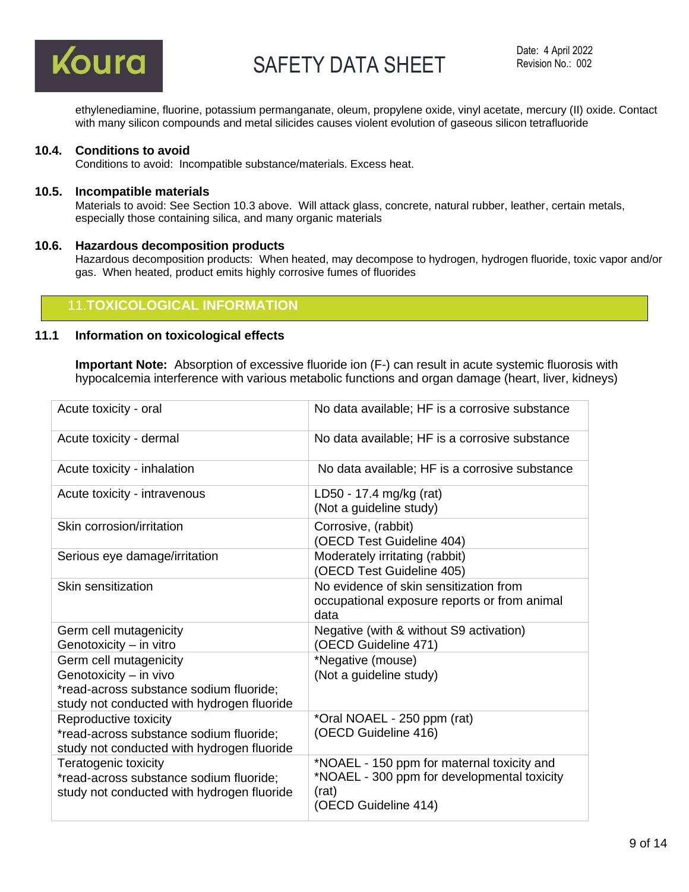ethylenediamine, fluorine, potassium permanganate, oleum, propylene oxide, vinyl acetate, mercury (II) oxide. Contact with many silicon compounds and metal silicides causes violent evolution of gaseous silicon tetrafluoride

### 10.4. Conditions to avoid

Conditions to avoid: Incompatible substance/materials. Excess heat.

### 10.5. Incompatible materials

Materials to avoid: See Section 10.3 above. Will attack glass, concrete, natural rubber, leather, certain metals, especially those containing silica, and many organic materials

### 10.6. Hazardous decomposition products

Hazardous decomposition products: When heated, may decompose to hydrogen, hydrogen fluoride, toxic vapor and/or gas. When heated, product emits highly corrosive fumes of fluorides

## 11. TOXICOLOGICAL INFORMATION

### 11.1 Information on toxicological effects

**Important Note:** Absorption of excessive fluoride ion ($F^-$) can result in acute systemic fluorosis with hypocalcemia interference with various metabolic functions and organ damage (heart, liver, kidneys)

| | |
|---|---|
| Acute toxicity - oral | No data available; HF is a corrosive substance |
| Acute toxicity - dermal | No data available; HF is a corrosive substance |
| Acute toxicity - inhalation | No data available; HF is a corrosive substance |
| Acute toxicity - intravenous | LD50 - 17.4 mg/kg (rat)<br>(Not a guideline study) |
| Skin corrosion/irritation | Corrosive, (rabbit)<br>(OECD Test Guideline 404) |
| Serious eye damage/irritation | Moderately irritating (rabbit)<br>(OECD Test Guideline 405) |
| Skin sensitization | No evidence of skin sensitization from occupational exposure reports or from animal data |
| Germ cell mutagenicity<br>Genotoxicity – in vitro | Negative (with & without S9 activation)<br>(OECD Guideline 471) |
| Germ cell mutagenicity<br>Genotoxicity – in vivo<br>*read-across substance sodium fluoride; study not conducted with hydrogen fluoride | *Negative (mouse)<br>(Not a guideline study) |
| Reproductive toxicity<br>*read-across substance sodium fluoride; study not conducted with hydrogen fluoride | *Oral NOAEL - 250 ppm (rat)<br>(OECD Guideline 416) |
| Teratogenic toxicity<br>*read-across substance sodium fluoride; study not conducted with hydrogen fluoride | *NOAEL - 150 ppm for maternal toxicity and<br>*NOAEL - 300 ppm for developmental toxicity (rat)<br>(OECD Guideline 414) |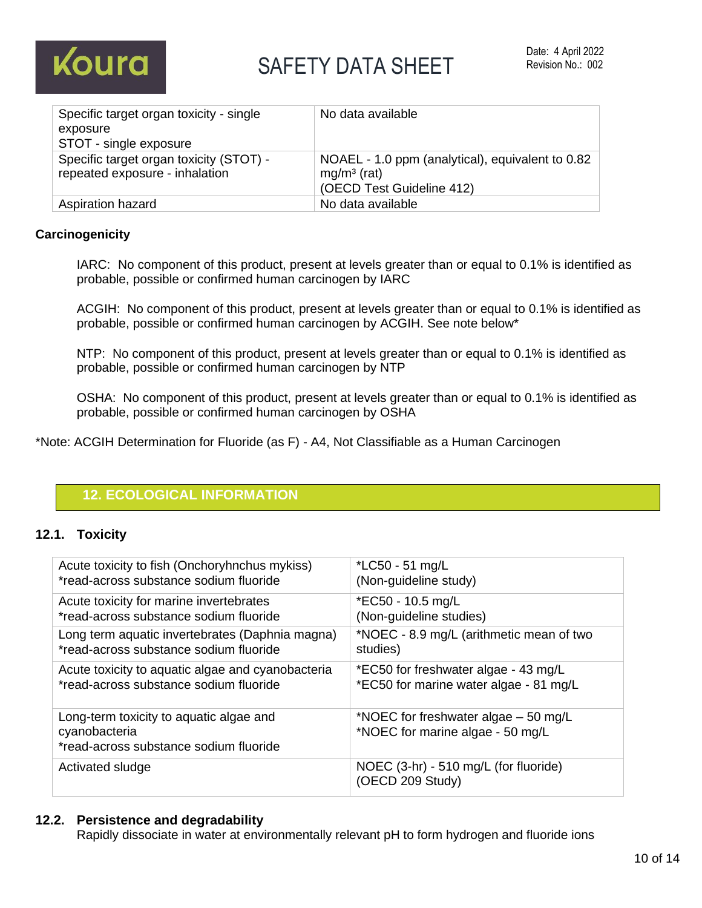| Specific target organ toxicity - single exposure<br>STOT - single exposure | No data available |
|---|---|
| Specific target organ toxicity (STOT) - repeated exposure - inhalation | NOAEL - 1.0 ppm (analytical), equivalent to 0.82 mg/m³ (rat)<br>(OECD Test Guideline 412) |
| Aspiration hazard | No data available |

**Carcinogenicity**

IARC: No component of this product, present at levels greater than or equal to 0.1% is identified as probable, possible or confirmed human carcinogen by IARC

ACGIH: No component of this product, present at levels greater than or equal to 0.1% is identified as probable, possible or confirmed human carcinogen by ACGIH. See note below*

NTP: No component of this product, present at levels greater than or equal to 0.1% is identified as probable, possible or confirmed human carcinogen by NTP

OSHA: No component of this product, present at levels greater than or equal to 0.1% is identified as probable, possible or confirmed human carcinogen by OSHA

*Note: ACGIH Determination for Fluoride (as F) - A4, Not Classifiable as a Human Carcinogen

## 12. ECOLOGICAL INFORMATION

### 12.1. Toxicity

| Acute toxicity to fish (Onchoryhnchus mykiss)<br>*read-across substance sodium fluoride | *LC50 - 51 mg/L<br>(Non-guideline study) |
|---|---|
| Acute toxicity for marine invertebrates<br>*read-across substance sodium fluoride | *EC50 - 10.5 mg/L<br>(Non-guideline studies) |
| Long term aquatic invertebrates (Daphnia magna)<br>*read-across substance sodium fluoride | *NOEC - 8.9 mg/L (arithmetic mean of two studies) |
| Acute toxicity to aquatic algae and cyanobacteria<br>*read-across substance sodium fluoride | *EC50 for freshwater algae - 43 mg/L<br>*EC50 for marine water algae - 81 mg/L |
| Long-term toxicity to aquatic algae and cyanobacteria<br>*read-across substance sodium fluoride | *NOEC for freshwater algae – 50 mg/L<br>*NOEC for marine algae - 50 mg/L |
| Activated sludge | NOEC (3-hr) - 510 mg/L (for fluoride)<br>(OECD 209 Study) |

### 12.2. Persistence and degradability

Rapidly dissociate in water at environmentally relevant pH to form hydrogen and fluoride ions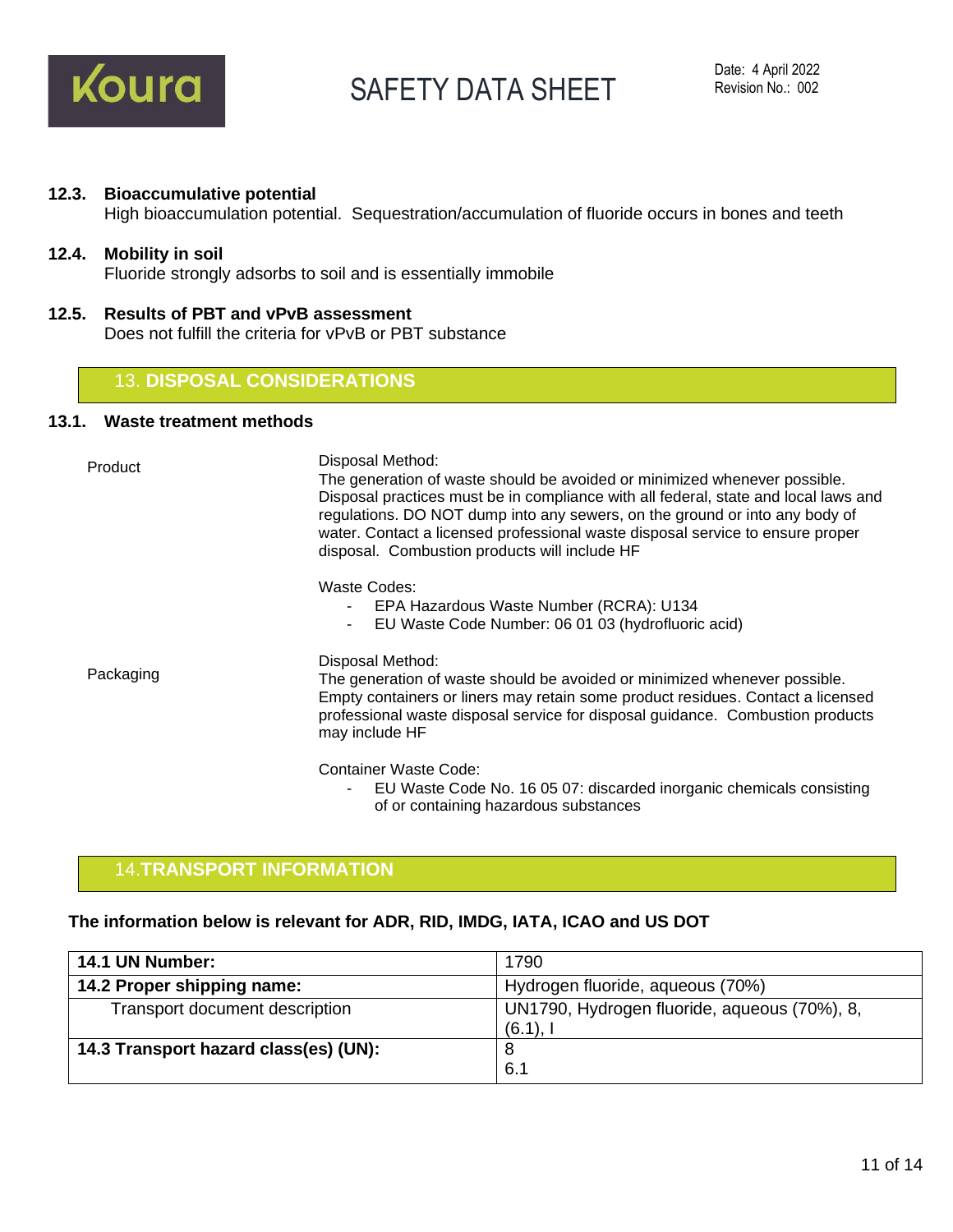### 12.3. Bioaccumulative potential

High bioaccumulation potential. Sequestration/accumulation of fluoride occurs in bones and teeth

### 12.4. Mobility in soil

Fluoride strongly adsorbs to soil and is essentially immobile

### 12.5. Results of PBT and vPvB assessment

Does not fulfill the criteria for vPvB or PBT substance

## 13. DISPOSAL CONSIDERATIONS

### 13.1. Waste treatment methods

**Product**

Disposal Method:
The generation of waste should be avoided or minimized whenever possible. Disposal practices must be in compliance with all federal, state and local laws and regulations. DO NOT dump into any sewers, on the ground or into any body of water. Contact a licensed professional waste disposal service to ensure proper disposal. Combustion products will include HF

Waste Codes:
- EPA Hazardous Waste Number (RCRA): U134
- EU Waste Code Number: 06 01 03 (hydrofluoric acid)

**Packaging**

Disposal Method:
The generation of waste should be avoided or minimized whenever possible. Empty containers or liners may retain some product residues. Contact a licensed professional waste disposal service for disposal guidance. Combustion products may include HF

Container Waste Code:
- EU Waste Code No. 16 05 07: discarded inorganic chemicals consisting of or containing hazardous substances

## 14. TRANSPORT INFORMATION

**The information below is relevant for ADR, RID, IMDG, IATA, ICAO and US DOT**

| | |
|---|---|
| **14.1 UN Number:** | 1790 |
| **14.2 Proper shipping name:** | Hydrogen fluoride, aqueous (70%) |
| Transport document description | UN1790, Hydrogen fluoride, aqueous (70%), 8, (6.1), I |
| **14.3 Transport hazard class(es) (UN):** | 8<br>6.1 |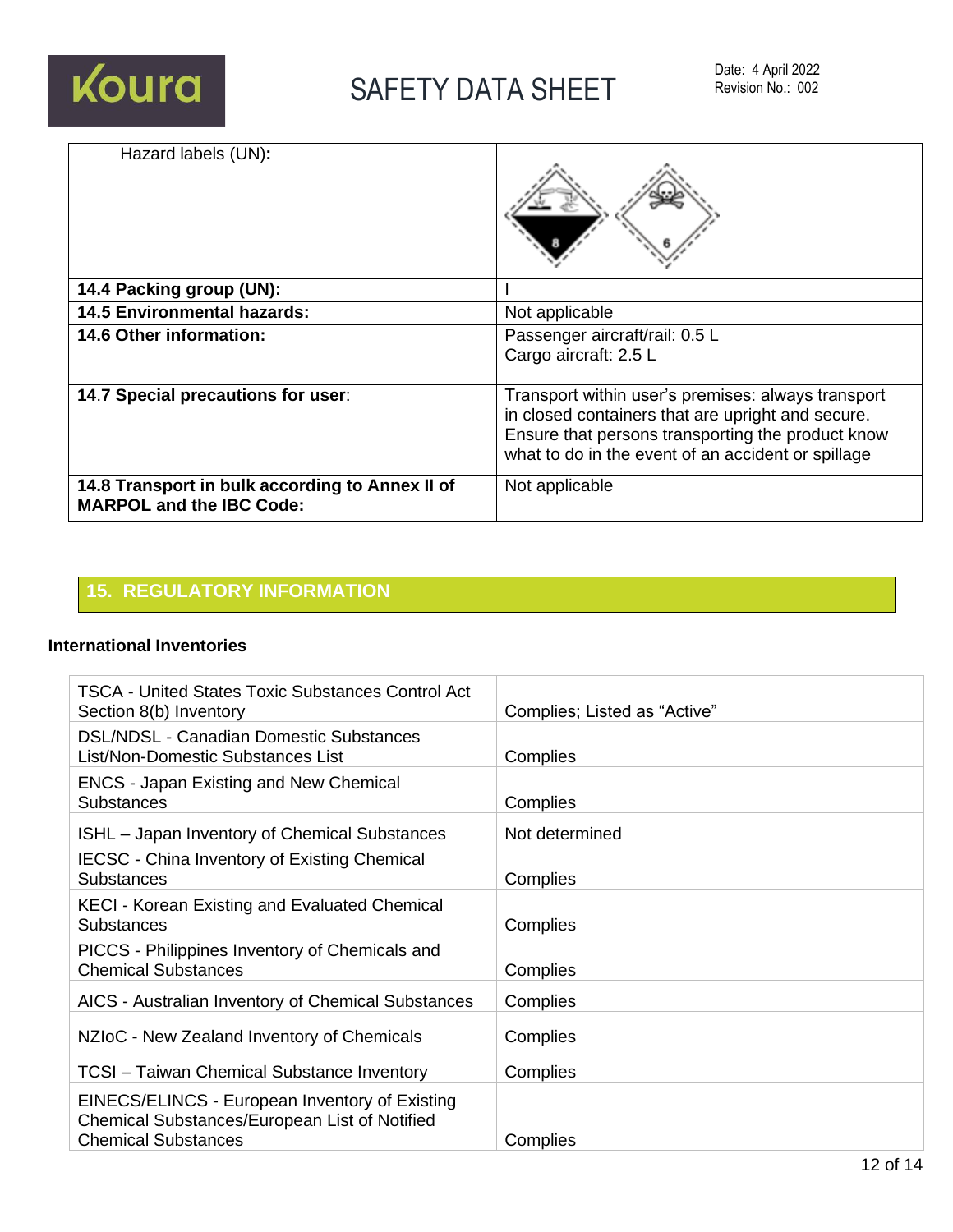| Hazard labels (UN): | |
|---|---|
| **14.4 Packing group (UN):** | I |
| **14.5 Environmental hazards:** | Not applicable |
| **14.6 Other information:** | Passenger aircraft/rail: 0.5 L<br>Cargo aircraft: 2.5 L |
| **14.7 Special precautions for user**: | Transport within user's premises: always transport in closed containers that are upright and secure. Ensure that persons transporting the product know what to do in the event of an accident or spillage |
| **14.8 Transport in bulk according to Annex II of MARPOL and the IBC Code:** | Not applicable |

## 15. REGULATORY INFORMATION

**International Inventories**

| | |
|---|---|
| TSCA - United States Toxic Substances Control Act Section 8(b) Inventory | Complies; Listed as "Active" |
| DSL/NDSL - Canadian Domestic Substances List/Non-Domestic Substances List | Complies |
| ENCS - Japan Existing and New Chemical Substances | Complies |
| ISHL – Japan Inventory of Chemical Substances | Not determined |
| IECSC - China Inventory of Existing Chemical Substances | Complies |
| KECI - Korean Existing and Evaluated Chemical Substances | Complies |
| PICCS - Philippines Inventory of Chemicals and Chemical Substances | Complies |
| AICS - Australian Inventory of Chemical Substances | Complies |
| NZIoC - New Zealand Inventory of Chemicals | Complies |
| TCSI – Taiwan Chemical Substance Inventory | Complies |
| EINECS/ELINCS - European Inventory of Existing Chemical Substances/European List of Notified Chemical Substances | Complies |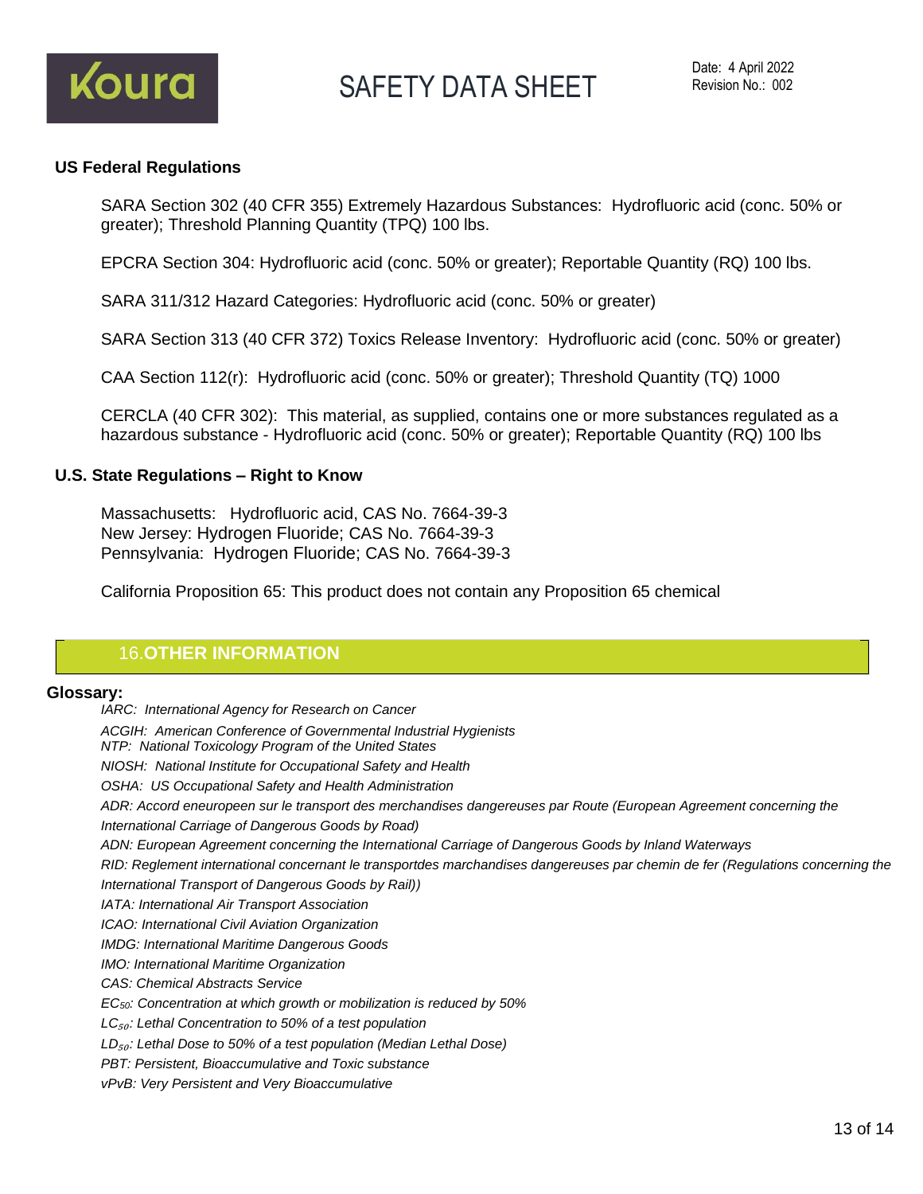### US Federal Regulations

SARA Section 302 (40 CFR 355) Extremely Hazardous Substances: Hydrofluoric acid (conc. 50% or greater); Threshold Planning Quantity (TPQ) 100 lbs.

EPCRA Section 304: Hydrofluoric acid (conc. 50% or greater); Reportable Quantity (RQ) 100 lbs.

SARA 311/312 Hazard Categories: Hydrofluoric acid (conc. 50% or greater)

SARA Section 313 (40 CFR 372) Toxics Release Inventory: Hydrofluoric acid (conc. 50% or greater)

CAA Section 112(r): Hydrofluoric acid (conc. 50% or greater); Threshold Quantity (TQ) 1000

CERCLA (40 CFR 302): This material, as supplied, contains one or more substances regulated as a hazardous substance - Hydrofluoric acid (conc. 50% or greater); Reportable Quantity (RQ) 100 lbs

### U.S. State Regulations – Right to Know

Massachusetts: Hydrofluoric acid, CAS No. 7664-39-3
New Jersey: Hydrogen Fluoride; CAS No. 7664-39-3
Pennsylvania: Hydrogen Fluoride; CAS No. 7664-39-3

California Proposition 65: This product does not contain any Proposition 65 chemical

## 16. OTHER INFORMATION

**Glossary:**

*IARC: International Agency for Research on Cancer*
*ACGIH: American Conference of Governmental Industrial Hygienists*
*NTP: National Toxicology Program of the United States*
*NIOSH: National Institute for Occupational Safety and Health*
*OSHA: US Occupational Safety and Health Administration*
*ADR: Accord eneuropeen sur le transport des merchandises dangereuses par Route (European Agreement concerning the International Carriage of Dangerous Goods by Road)*
*ADN: European Agreement concerning the International Carriage of Dangerous Goods by Inland Waterways*
*RID: Reglement international concernant le transportdes marchandises dangereuses par chemin de fer (Regulations concerning the International Transport of Dangerous Goods by Rail))*
*IATA: International Air Transport Association*
*ICAO: International Civil Aviation Organization*
*IMDG: International Maritime Dangerous Goods*
*IMO: International Maritime Organization*
*CAS: Chemical Abstracts Service*
*$EC_{50}$: Concentration at which growth or mobilization is reduced by 50%*
*$LC_{50}$: Lethal Concentration to 50% of a test population*
*$LD_{50}$: Lethal Dose to 50% of a test population (Median Lethal Dose)*
*PBT: Persistent, Bioaccumulative and Toxic substance*
*vPvB: Very Persistent and Very Bioaccumulative*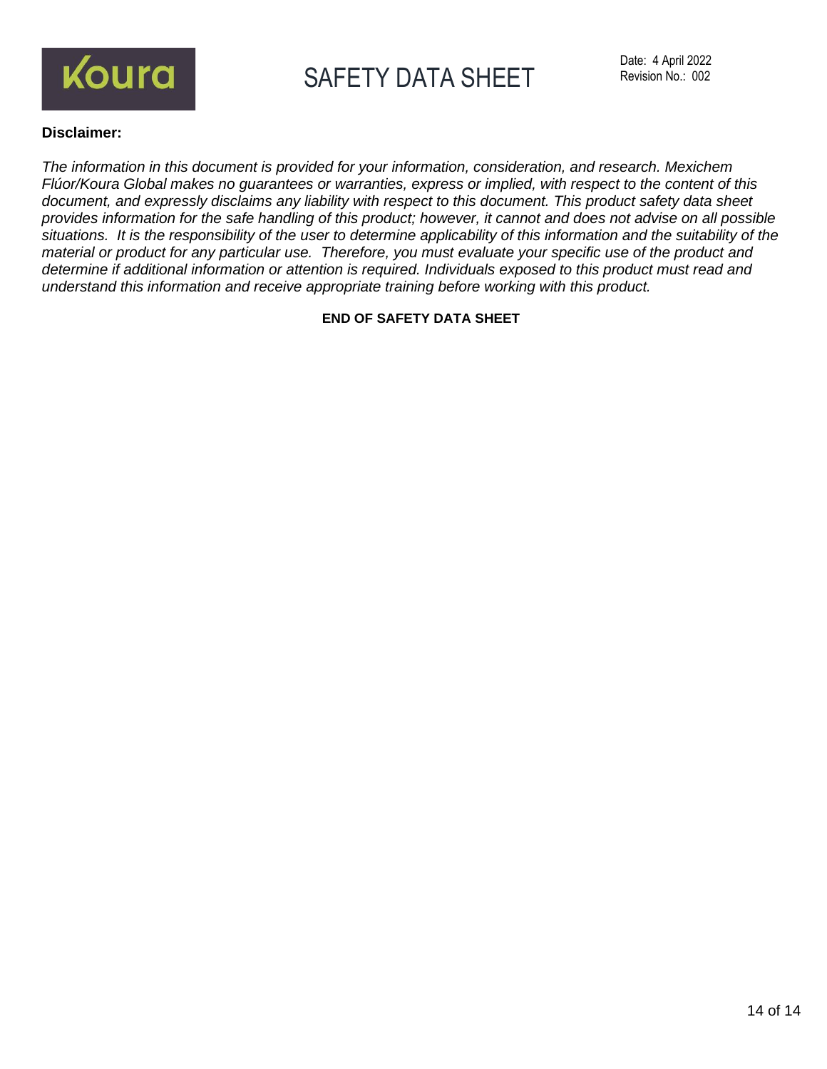**Disclaimer:**

*The information in this document is provided for your information, consideration, and research. Mexichem Flúor/Koura Global makes no guarantees or warranties, express or implied, with respect to the content of this document, and expressly disclaims any liability with respect to this document. This product safety data sheet provides information for the safe handling of this product; however, it cannot and does not advise on all possible situations. It is the responsibility of the user to determine applicability of this information and the suitability of the material or product for any particular use. Therefore, you must evaluate your specific use of the product and determine if additional information or attention is required. Individuals exposed to this product must read and understand this information and receive appropriate training before working with this product.*

**END OF SAFETY DATA SHEET**